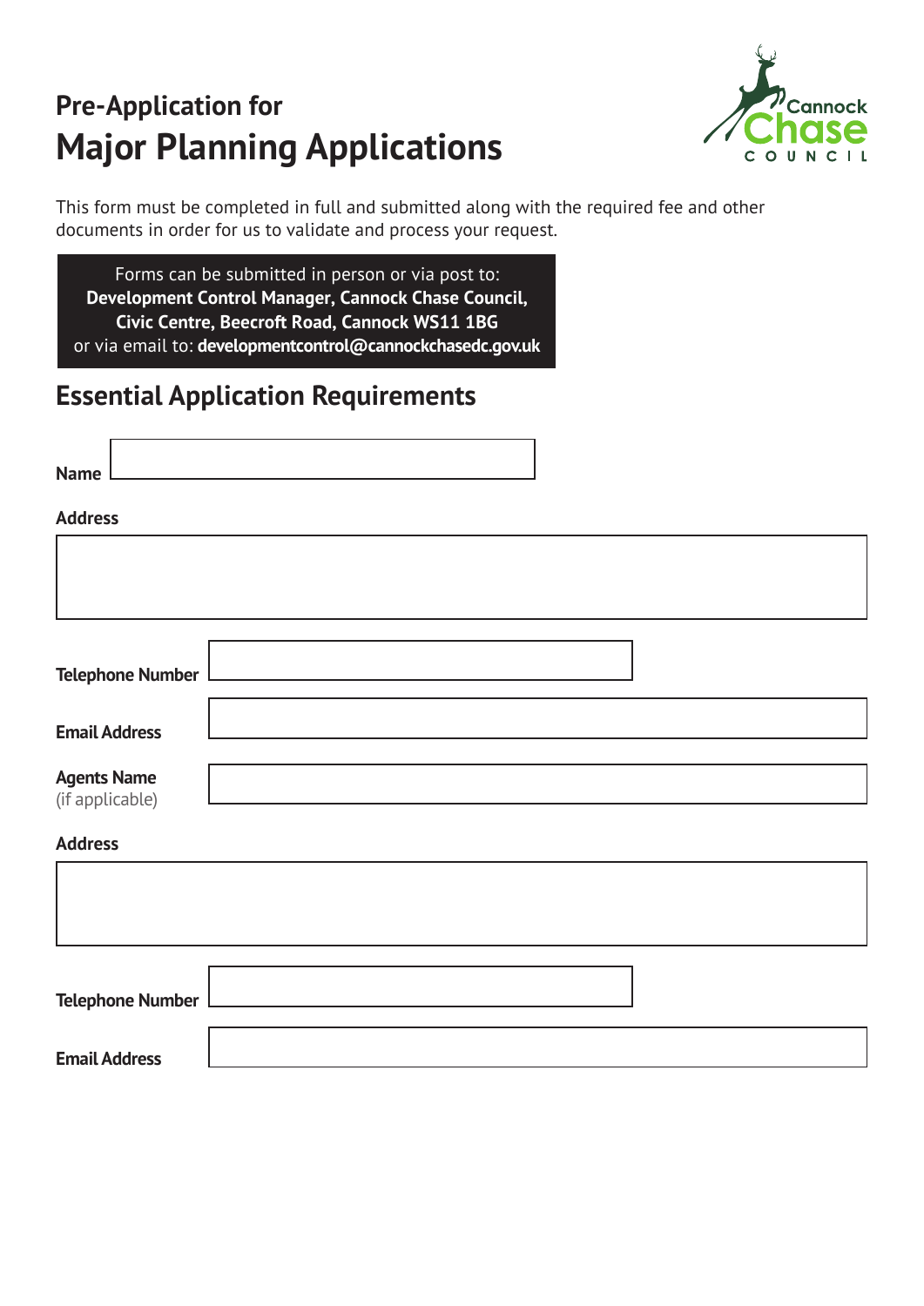# Pre-Application for
# Major Planning Applications

Cannock Chase COUNCIL

This form must be completed in full and submitted along with the required fee and other documents in order for us to validate and process your request.

Forms can be submitted in person or via post to:
**Development Control Manager, Cannock Chase Council, Civic Centre, Beecroft Road, Cannock WS11 1BG**
or via email to: **developmentcontrol@cannockchasedc.gov.uk**

## Essential Application Requirements

**Name**

**Address**

**Telephone Number**

**Email Address**

**Agents Name**
(if applicable)

**Address**

**Telephone Number**

**Email Address**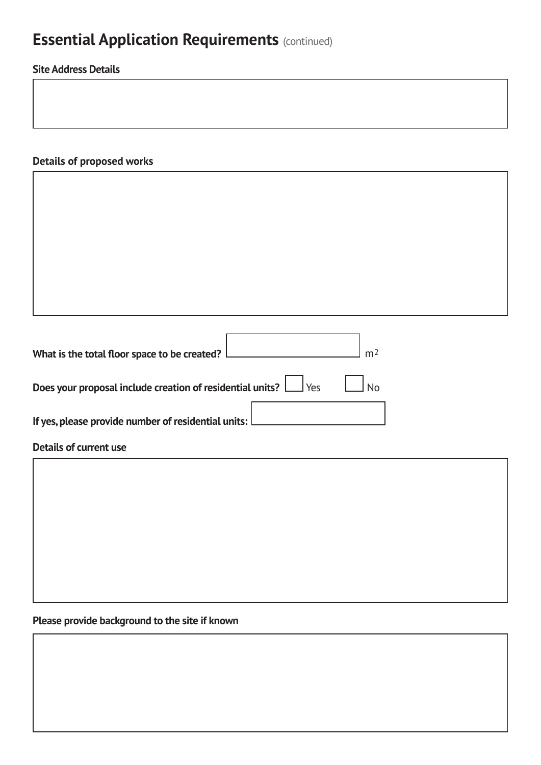# Essential Application Requirements (continued)

**Site Address Details**

**Details of proposed works**

**What is the total floor space to be created?** $m^2$

**Does your proposal include creation of residential units?** ☐ Yes ☐ No

**If yes, please provide number of residential units:**

**Details of current use**

**Please provide background to the site if known**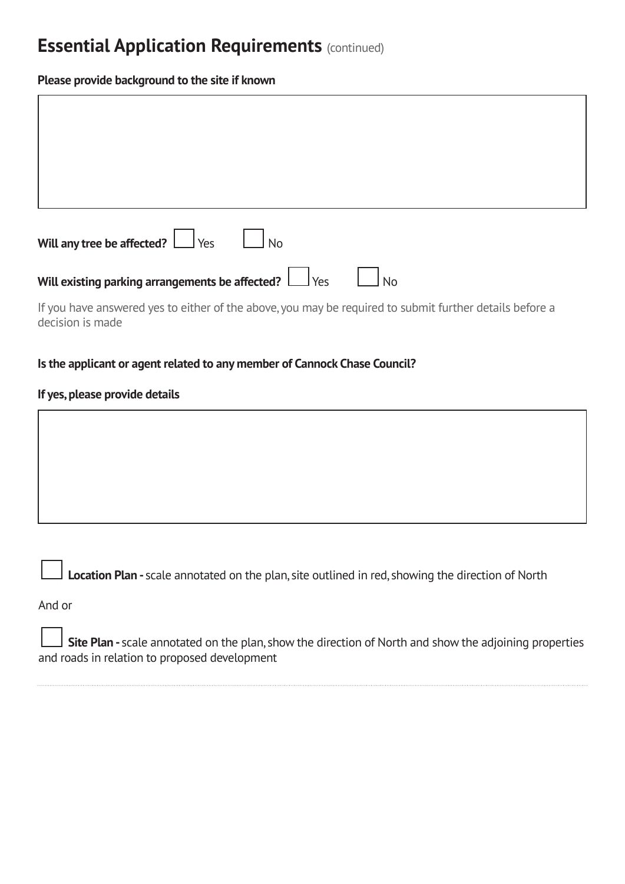# Essential Application Requirements (continued)

**Please provide background to the site if known**

| |
|---|
| |

**Will any tree be affected?** ☐ Yes ☐ No

**Will existing parking arrangements be affected?** ☐ Yes ☐ No

If you have answered yes to either of the above, you may be required to submit further details before a decision is made

**Is the applicant or agent related to any member of Cannock Chase Council?**

**If yes, please provide details**

| |
|---|
| |

☐ **Location Plan -** scale annotated on the plan, site outlined in red, showing the direction of North

And or

☐ **Site Plan -** scale annotated on the plan, show the direction of North and show the adjoining properties and roads in relation to proposed development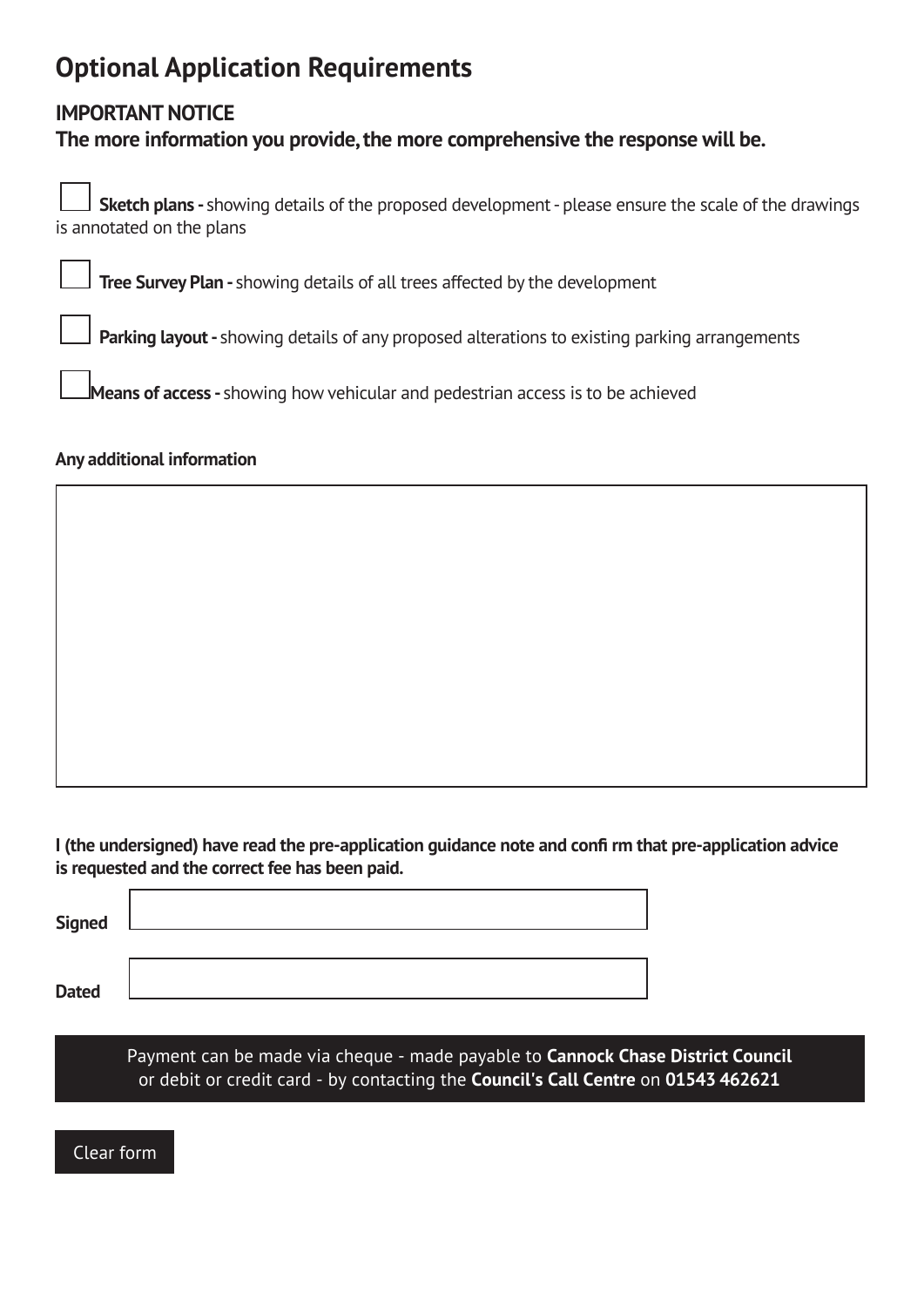# Optional Application Requirements

## IMPORTANT NOTICE

**The more information you provide, the more comprehensive the response will be.**

- [ ] **Sketch plans -** showing details of the proposed development - please ensure the scale of the drawings is annotated on the plans

- [ ] **Tree Survey Plan -** showing details of all trees affected by the development

- [ ] **Parking layout -** showing details of any proposed alterations to existing parking arrangements

- [ ] **Means of access -** showing how vehicular and pedestrian access is to be achieved

**Any additional information**

**I (the undersigned) have read the pre-application guidance note and confi rm that pre-application advice is requested and the correct fee has been paid.**

**Signed**

**Dated**

Payment can be made via cheque - made payable to **Cannock Chase District Council** or debit or credit card - by contacting the **Council's Call Centre** on **01543 462621**

Clear form